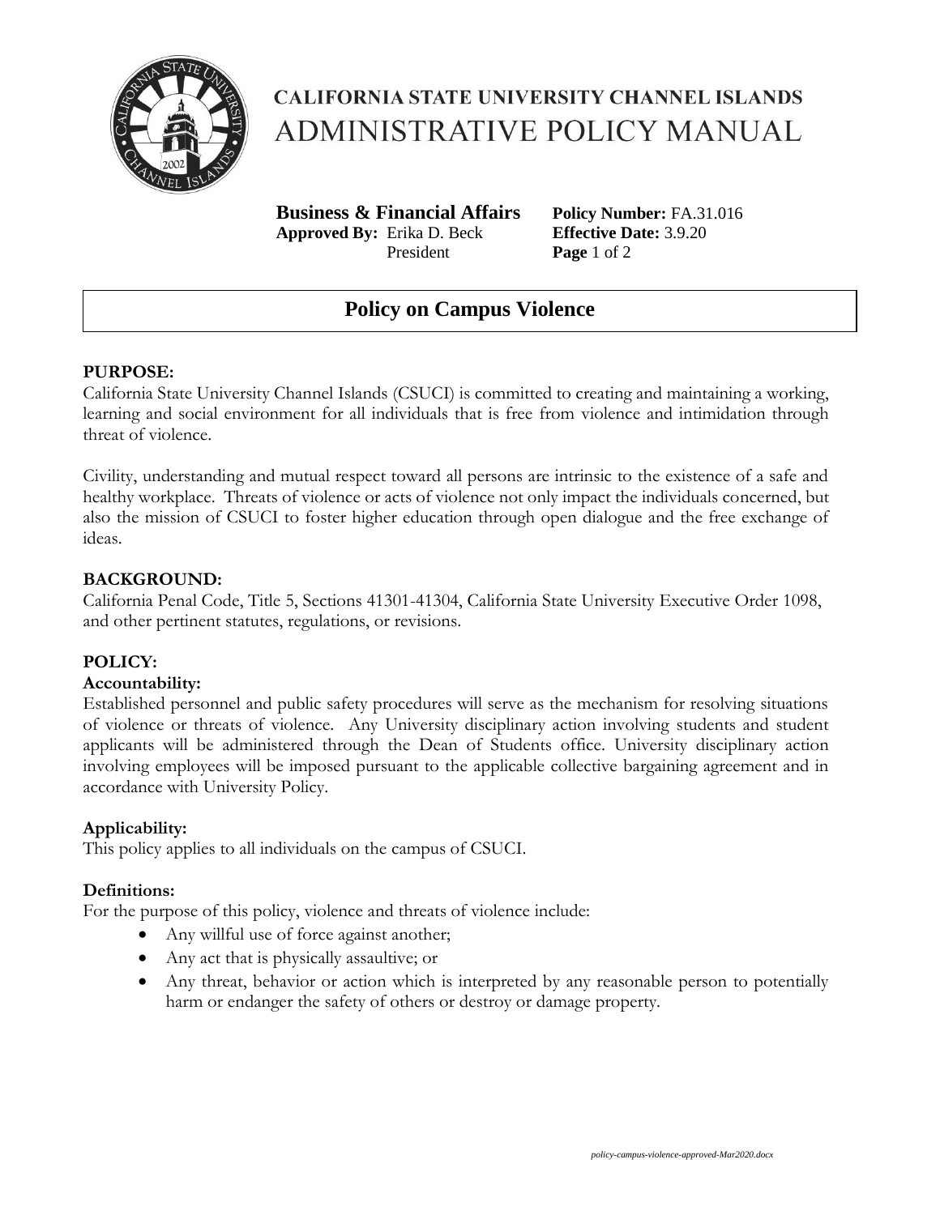# CALIFORNIA STATE UNIVERSITY CHANNEL ISLANDS
# ADMINISTRATIVE POLICY MANUAL

**Business & Financial Affairs**
**Approved By:** Erika D. Beck
President

**Policy Number:** FA.31.016
**Effective Date:** 3.9.20

## Policy on Campus Violence

**PURPOSE:**

California State University Channel Islands (CSUCI) is committed to creating and maintaining a working, learning and social environment for all individuals that is free from violence and intimidation through threat of violence.

Civility, understanding and mutual respect toward all persons are intrinsic to the existence of a safe and healthy workplace. Threats of violence or acts of violence not only impact the individuals concerned, but also the mission of CSUCI to foster higher education through open dialogue and the free exchange of ideas.

**BACKGROUND:**

California Penal Code, Title 5, Sections 41301-41304, California State University Executive Order 1098, and other pertinent statutes, regulations, or revisions.

**POLICY:**

**Accountability:**

Established personnel and public safety procedures will serve as the mechanism for resolving situations of violence or threats of violence. Any University disciplinary action involving students and student applicants will be administered through the Dean of Students office. University disciplinary action involving employees will be imposed pursuant to the applicable collective bargaining agreement and in accordance with University Policy.

**Applicability:**

This policy applies to all individuals on the campus of CSUCI.

**Definitions:**

For the purpose of this policy, violence and threats of violence include:

- Any willful use of force against another;
- Any act that is physically assaultive; or
- Any threat, behavior or action which is interpreted by any reasonable person to potentially harm or endanger the safety of others or destroy or damage property.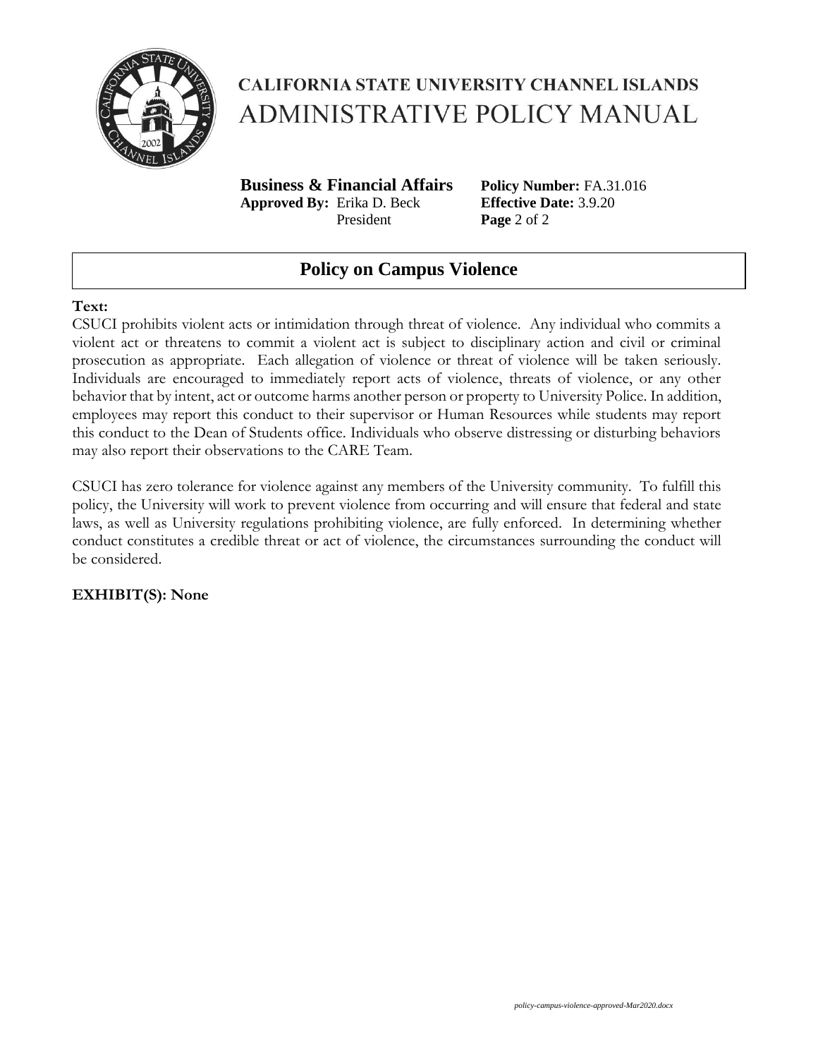# CALIFORNIA STATE UNIVERSITY CHANNEL ISLANDS
# ADMINISTRATIVE POLICY MANUAL

**Business & Financial Affairs**
**Approved By:** Erika D. Beck
President

**Policy Number:** FA.31.016
**Effective Date:** 3.9.20

## Policy on Campus Violence

**Text:**

CSUCI prohibits violent acts or intimidation through threat of violence. Any individual who commits a violent act or threatens to commit a violent act is subject to disciplinary action and civil or criminal prosecution as appropriate. Each allegation of violence or threat of violence will be taken seriously. Individuals are encouraged to immediately report acts of violence, threats of violence, or any other behavior that by intent, act or outcome harms another person or property to University Police. In addition, employees may report this conduct to their supervisor or Human Resources while students may report this conduct to the Dean of Students office. Individuals who observe distressing or disturbing behaviors may also report their observations to the CARE Team.

CSUCI has zero tolerance for violence against any members of the University community. To fulfill this policy, the University will work to prevent violence from occurring and will ensure that federal and state laws, as well as University regulations prohibiting violence, are fully enforced. In determining whether conduct constitutes a credible threat or act of violence, the circumstances surrounding the conduct will be considered.

**EXHIBIT(S): None**